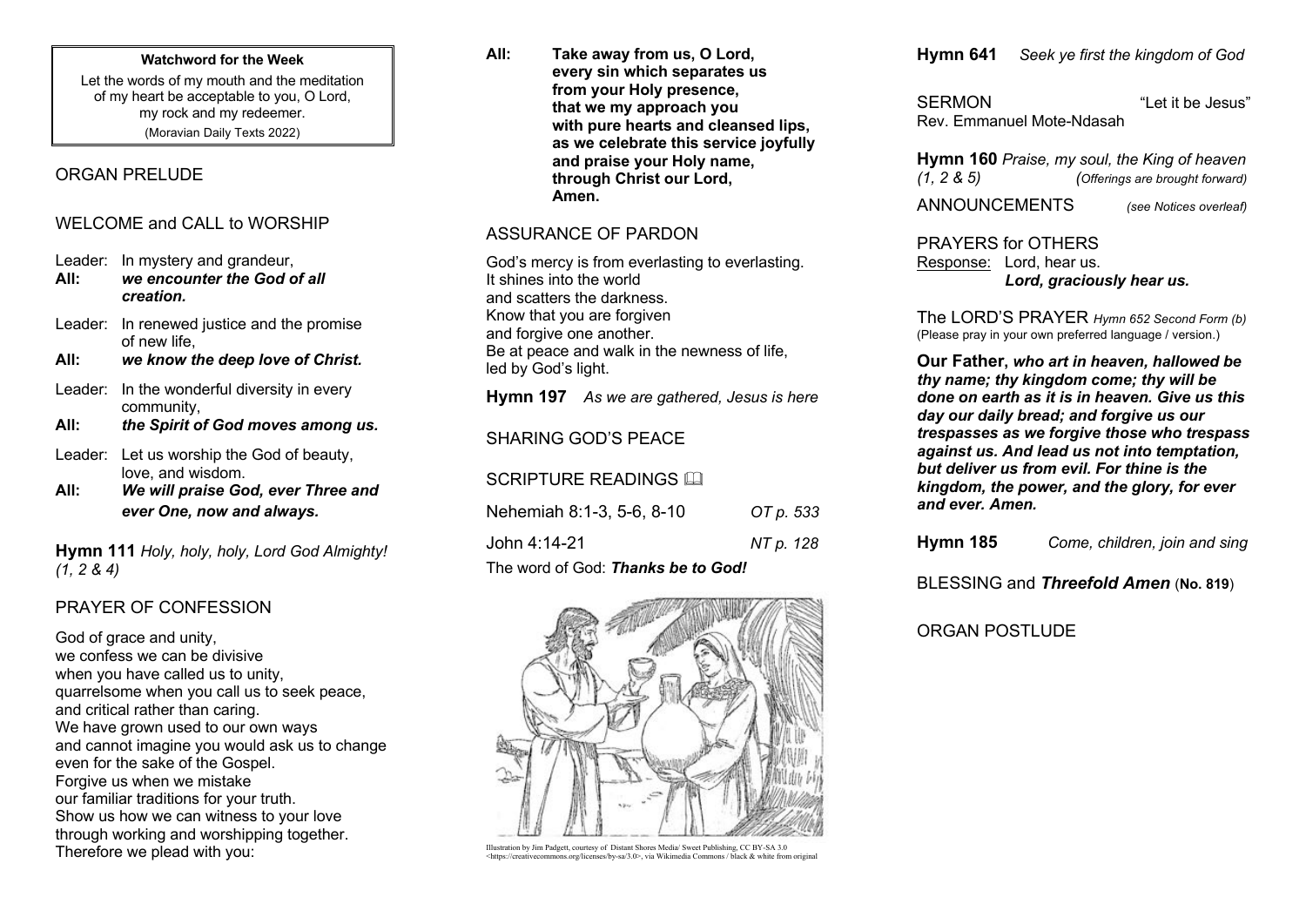**Watchword for the Week**

Let the words of my mouth and the meditation of my heart be acceptable to you, O Lord, my rock and my redeemer.

(Moravian Daily Texts 2022)

## ORGAN PRELUDE

## WELCOME and CALL to WORSHIP

Leader: In mystery and grandeur,
**All:** ***we encounter the God of all creation.***

Leader: In renewed justice and the promise of new life,
**All:** ***we know the deep love of Christ.***

Leader: In the wonderful diversity in every community,
**All:** ***the Spirit of God moves among us.***

Leader: Let us worship the God of beauty, love, and wisdom.
**All:** ***We will praise God, ever Three and ever One, now and always.***

**Hymn 111** *Holy, holy, holy, Lord God Almighty! (1, 2 & 4)*

## PRAYER OF CONFESSION

God of grace and unity,
we confess we can be divisive
when you have called us to unity,
quarrelsome when you call us to seek peace,
and critical rather than caring.
We have grown used to our own ways
and cannot imagine you would ask us to change
even for the sake of the Gospel.
Forgive us when we mistake
our familiar traditions for your truth.
Show us how we can witness to your love
through working and worshipping together.
Therefore we plead with you:

**All:** **Take away from us, O Lord,
every sin which separates us
from your Holy presence,
that we my approach you
with pure hearts and cleansed lips,
as we celebrate this service joyfully
and praise your Holy name,
through Christ our Lord,
Amen.**

## ASSURANCE OF PARDON

God's mercy is from everlasting to everlasting.
It shines into the world
and scatters the darkness.
Know that you are forgiven
and forgive one another.
Be at peace and walk in the newness of life,
led by God's light.

**Hymn 197** *As we are gathered, Jesus is here*

## SHARING GOD'S PEACE

## SCRIPTURE READINGS

Nehemiah 8:1-3, 5-6, 8-10 *OT p. 533*

John 4:14-21 *NT p. 128*

The word of God: ***Thanks be to God!***

Illustration by Jim Padgett, courtesy of Distant Shores Media/ Sweet Publishing, CC BY-SA 3.0 <https://creativecommons.org/licenses/by-sa/3.0>, via Wikimedia Commons / black & white from original

**Hymn 641** *Seek ye first the kingdom of God*

SERMON "Let it be Jesus"
Rev. Emmanuel Mote-Ndasah

**Hymn 160** *Praise, my soul, the King of heaven (1, 2 & 5)* *(Offerings are brought forward)*

ANNOUNCEMENTS *(see Notices overleaf)*

## PRAYERS for OTHERS

Response: Lord, hear us.
***Lord, graciously hear us.***

The LORD'S PRAYER *Hymn 652 Second Form (b)*
(Please pray in your own preferred language / version.)

**Our Father**, ***who art in heaven, hallowed be thy name; thy kingdom come; thy will be done on earth as it is in heaven. Give us this day our daily bread; and forgive us our trespasses as we forgive those who trespass against us. And lead us not into temptation, but deliver us from evil. For thine is the kingdom, the power, and the glory, for ever and ever. Amen.***

**Hymn 185** *Come, children, join and sing*

BLESSING and ***Threefold Amen*** (**No. 819**)

## ORGAN POSTLUDE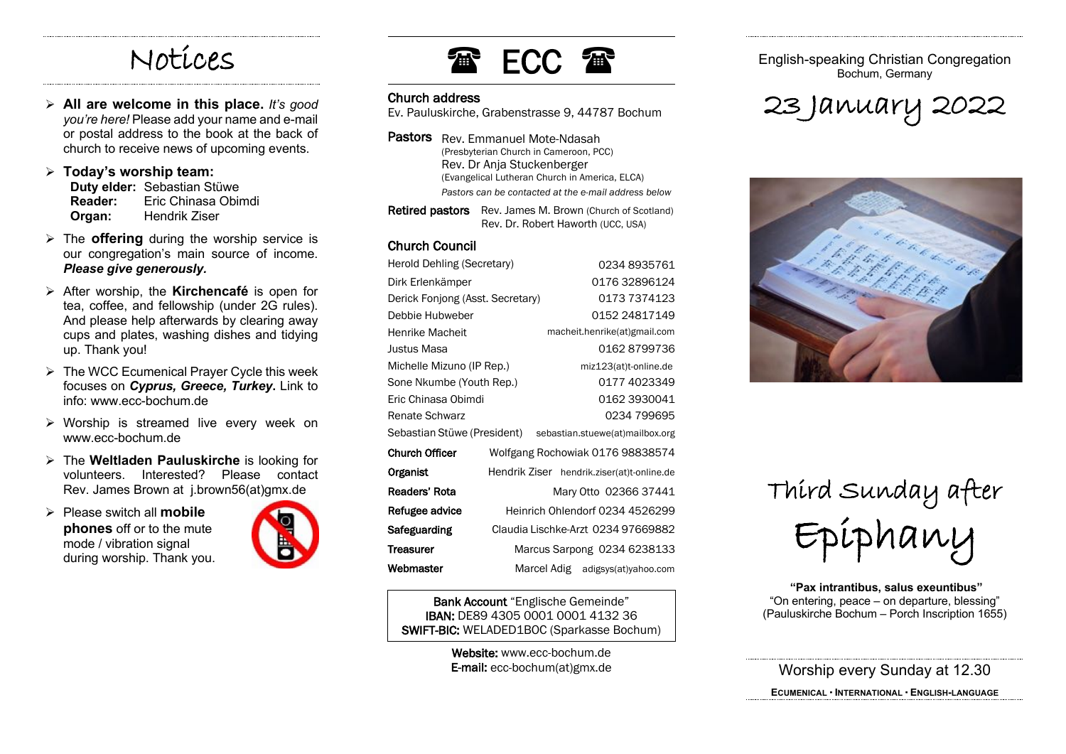# Notices

- **All are welcome in this place.** *It's good you're here!* Please add your name and e-mail or postal address to the book at the back of church to receive news of upcoming events.
- **Today's worship team:**
  **Duty elder:** Sebastian Stüwe
  **Reader:** Eric Chinasa Obimdi
  **Organ:** Hendrik Ziser
- The **offering** during the worship service is our congregation's main source of income. ***Please give generously.***
- After worship, the **Kirchencafé** is open for tea, coffee, and fellowship (under 2G rules). And please help afterwards by clearing away cups and plates, washing dishes and tidying up. Thank you!
- The WCC Ecumenical Prayer Cycle this week focuses on ***Cyprus, Greece, Turkey***. Link to info: www.ecc-bochum.de
- Worship is streamed live every week on www.ecc-bochum.de
- The **Weltladen Pauluskirche** is looking for volunteers. Interested? Please contact Rev. James Brown at j.brown56(at)gmx.de
- Please switch all **mobile phones** off or to the mute mode / vibration signal during worship. Thank you.

# ☎ ECC ☎

**Church address**
Ev. Pauluskirche, Grabenstrasse 9, 44787 Bochum

**Pastors** Rev. Emmanuel Mote-Ndasah
(Presbyterian Church in Cameroon, PCC)
Rev. Dr Anja Stuckenberger
(Evangelical Lutheran Church in America, ELCA)
*Pastors can be contacted at the e-mail address below*

**Retired pastors** Rev. James M. Brown (Church of Scotland)
Rev. Dr. Robert Haworth (UCC, USA)

**Church Council**

| | |
|---|---|
| Herold Dehling (Secretary) | 0234 8935761 |
| Dirk Erlenkämper | 0176 32896124 |
| Derick Fonjong (Asst. Secretary) | 0173 7374123 |
| Debbie Hubweber | 0152 24817149 |
| Henrike Macheit | macheit.henrike(at)gmail.com |
| Justus Masa | 0162 8799736 |
| Michelle Mizuno (IP Rep.) | miz123(at)t-online.de |
| Sone Nkumbe (Youth Rep.) | 0177 4023349 |
| Eric Chinasa Obimdi | 0162 3930041 |
| Renate Schwarz | 0234 799695 |
| Sebastian Stüwe (President) | sebastian.stuewe(at)mailbox.org |

| | |
|---|---|
| **Church Officer** | Wolfgang Rochowiak 0176 98838574 |
| **Organist** | Hendrik Ziser hendrik.ziser(at)t-online.de |
| **Readers' Rota** | Mary Otto 02366 37441 |
| **Refugee advice** | Heinrich Ohlendorf 0234 4526299 |
| **Safeguarding** | Claudia Lischke-Arzt 0234 97669882 |
| **Treasurer** | Marcus Sarpong 0234 6238133 |
| **Webmaster** | Marcel Adig adigsys(at)yahoo.com |

**Bank Account** "Englische Gemeinde"
**IBAN:** DE89 4305 0001 0001 4132 36
**SWIFT-BIC:** WELADED1BOC (Sparkasse Bochum)

**Website:** www.ecc-bochum.de
**E-mail:** ecc-bochum(at)gmx.de

English-speaking Christian Congregation
Bochum, Germany

# 23 January 2022

# Third Sunday after Epiphany

**"Pax intrantibus, salus exeuntibus"**
"On entering, peace – on departure, blessing"
(Pauluskirche Bochum – Porch Inscription 1655)

Worship every Sunday at 12.30

ECUMENICAL · INTERNATIONAL · ENGLISH-LANGUAGE